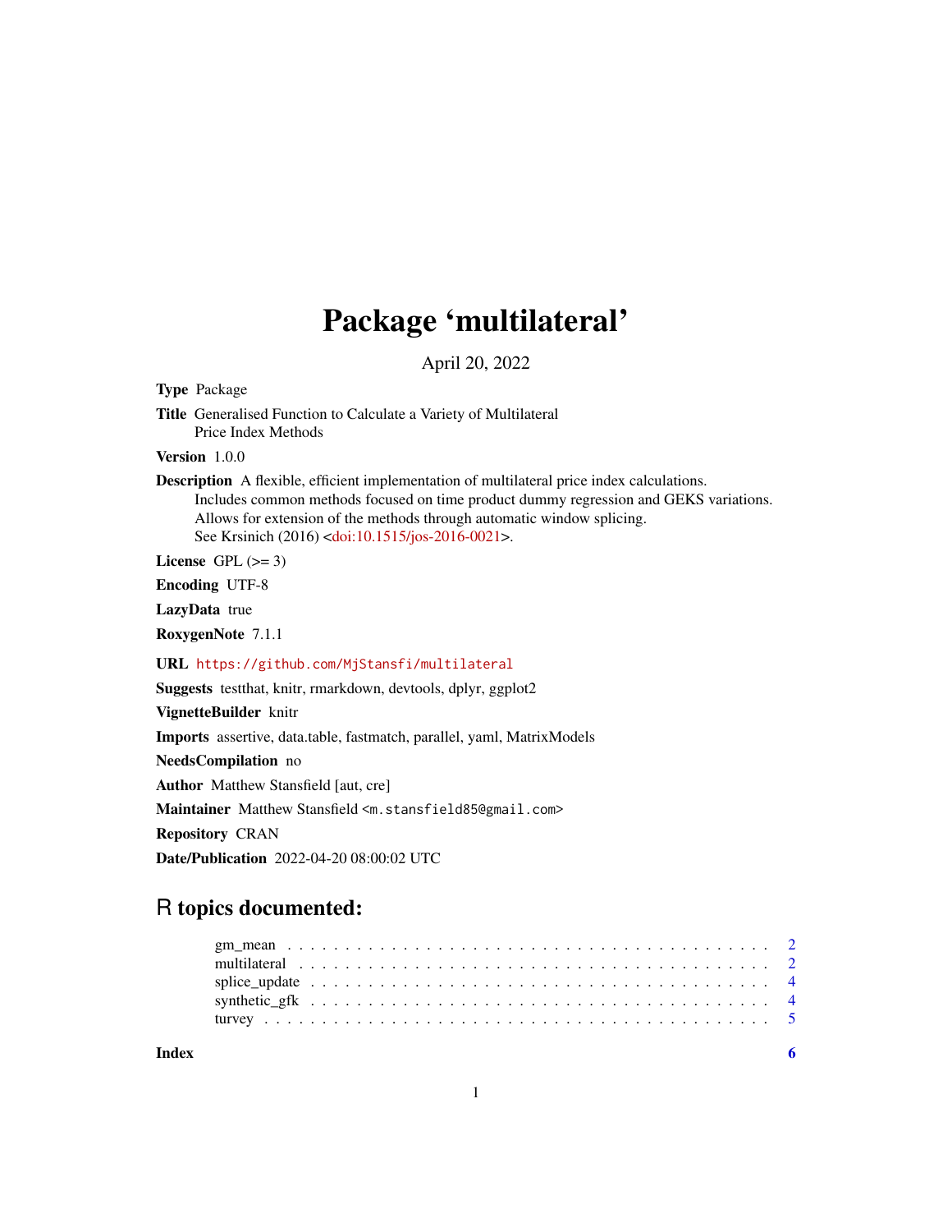# Package 'multilateral'

April 20, 2022

**Type** Package

**Title** Generalised Function to Calculate a Variety of Multilateral Price Index Methods

**Version** 1.0.0

**Description** A flexible, efficient implementation of multilateral price index calculations. Includes common methods focused on time product dummy regression and GEKS variations. Allows for extension of the methods through automatic window splicing. See Krsinich (2016) <doi:10.1515/jos-2016-0021>.

**License** GPL (>= 3)

**Encoding** UTF-8

**LazyData** true

**RoxygenNote** 7.1.1

**URL** https://github.com/MjStansfi/multilateral

**Suggests** testthat, knitr, rmarkdown, devtools, dplyr, ggplot2

**VignetteBuilder** knitr

**Imports** assertive, data.table, fastmatch, parallel, yaml, MatrixModels

**NeedsCompilation** no

**Author** Matthew Stansfield [aut, cre]

**Maintainer** Matthew Stansfield <m.stansfield85@gmail.com>

**Repository** CRAN

**Date/Publication** 2022-04-20 08:00:02 UTC

## R topics documented:

| | |
|---|---|
| gm_mean | 2 |
| multilateral | 2 |
| splice_update | 4 |
| synthetic_gfk | 4 |
| turvey | 5 |
| **Index** | **6** |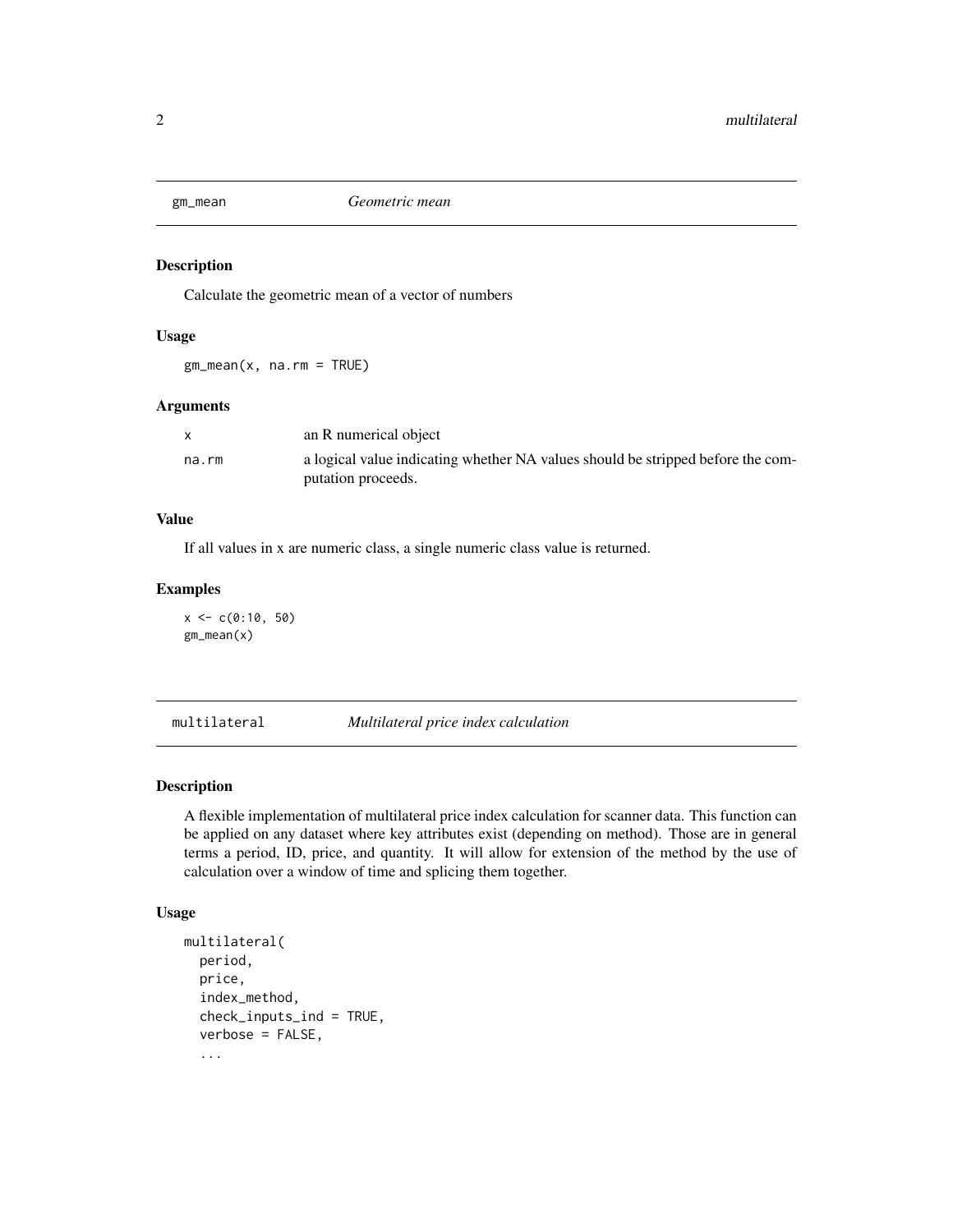## gm_mean *Geometric mean*

### Description

Calculate the geometric mean of a vector of numbers

### Usage

```
gm_mean(x, na.rm = TRUE)
```

### Arguments

| | |
|---|---|
| x | an R numerical object |
| na.rm | a logical value indicating whether NA values should be stripped before the computation proceeds. |

### Value

If all values in x are numeric class, a single numeric class value is returned.

### Examples

```
x <- c(0:10, 50)
gm_mean(x)
```

## multilateral *Multilateral price index calculation*

### Description

A flexible implementation of multilateral price index calculation for scanner data. This function can be applied on any dataset where key attributes exist (depending on method). Those are in general terms a period, ID, price, and quantity. It will allow for extension of the method by the use of calculation over a window of time and splicing them together.

### Usage

```
multilateral(
  period,
  price,
  index_method,
  check_inputs_ind = TRUE,
  verbose = FALSE,
  ...
```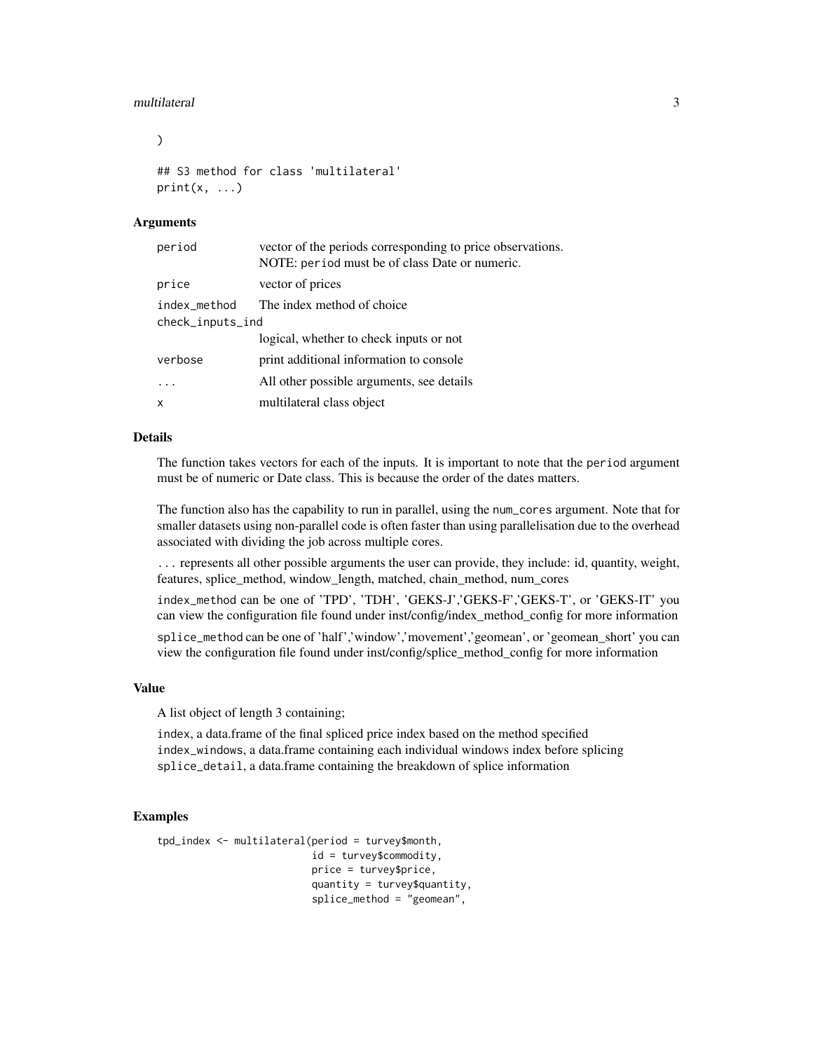```
)

## S3 method for class 'multilateral'
print(x, ...)
```

### Arguments

| | |
|---|---|
| period | vector of the periods corresponding to price observations. NOTE: period must be of class Date or numeric. |
| price | vector of prices |
| index_method | The index method of choice |
| check_inputs_ind | logical, whether to check inputs or not |
| verbose | print additional information to console |
| ... | All other possible arguments, see details |
| x | multilateral class object |

### Details

The function takes vectors for each of the inputs. It is important to note that the period argument must be of numeric or Date class. This is because the order of the dates matters.

The function also has the capability to run in parallel, using the num_cores argument. Note that for smaller datasets using non-parallel code is often faster than using parallelisation due to the overhead associated with dividing the job across multiple cores.

... represents all other possible arguments the user can provide, they include: id, quantity, weight, features, splice_method, window_length, matched, chain_method, num_cores

index_method can be one of 'TPD', 'TDH', 'GEKS-J','GEKS-F','GEKS-T', or 'GEKS-IT' you can view the configuration file found under inst/config/index_method_config for more information

splice_method can be one of 'half','window','movement','geomean', or 'geomean_short' you can view the configuration file found under inst/config/splice_method_config for more information

### Value

A list object of length 3 containing;

index, a data.frame of the final spliced price index based on the method specified
index_windows, a data.frame containing each individual windows index before splicing
splice_detail, a data.frame containing the breakdown of splice information

### Examples

```
tpd_index <- multilateral(period = turvey$month,
                          id = turvey$commodity,
                          price = turvey$price,
                          quantity = turvey$quantity,
                          splice_method = "geomean",
```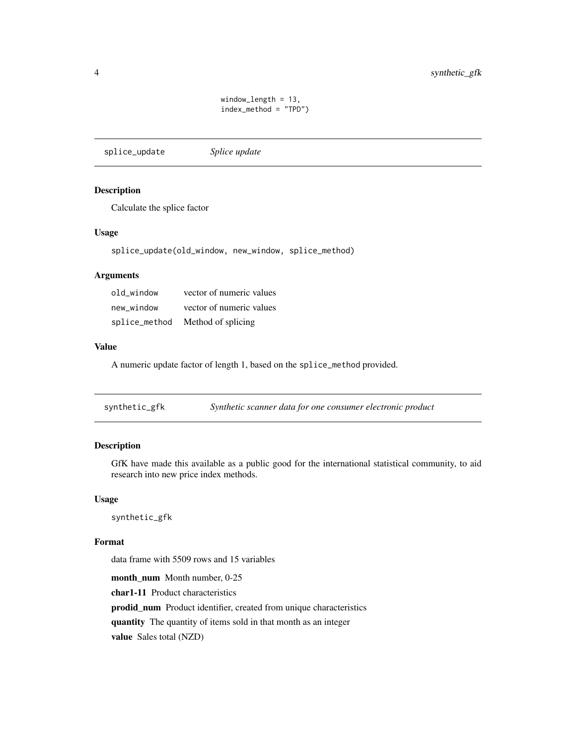```
              window_length = 13,
              index_method = "TPD")
```

## splice_update — *Splice update*

### Description

Calculate the splice factor

### Usage

```
splice_update(old_window, new_window, splice_method)
```

### Arguments

| | |
|---|---|
| old_window | vector of numeric values |
| new_window | vector of numeric values |
| splice_method | Method of splicing |

### Value

A numeric update factor of length 1, based on the splice_method provided.

## synthetic_gfk — *Synthetic scanner data for one consumer electronic product*

### Description

GfK have made this available as a public good for the international statistical community, to aid research into new price index methods.

### Usage

```
synthetic_gfk
```

### Format

data frame with 5509 rows and 15 variables

**month_num** Month number, 0-25

**char1-11** Product characteristics

**prodid_num** Product identifier, created from unique characteristics

**quantity** The quantity of items sold in that month as an integer

**value** Sales total (NZD)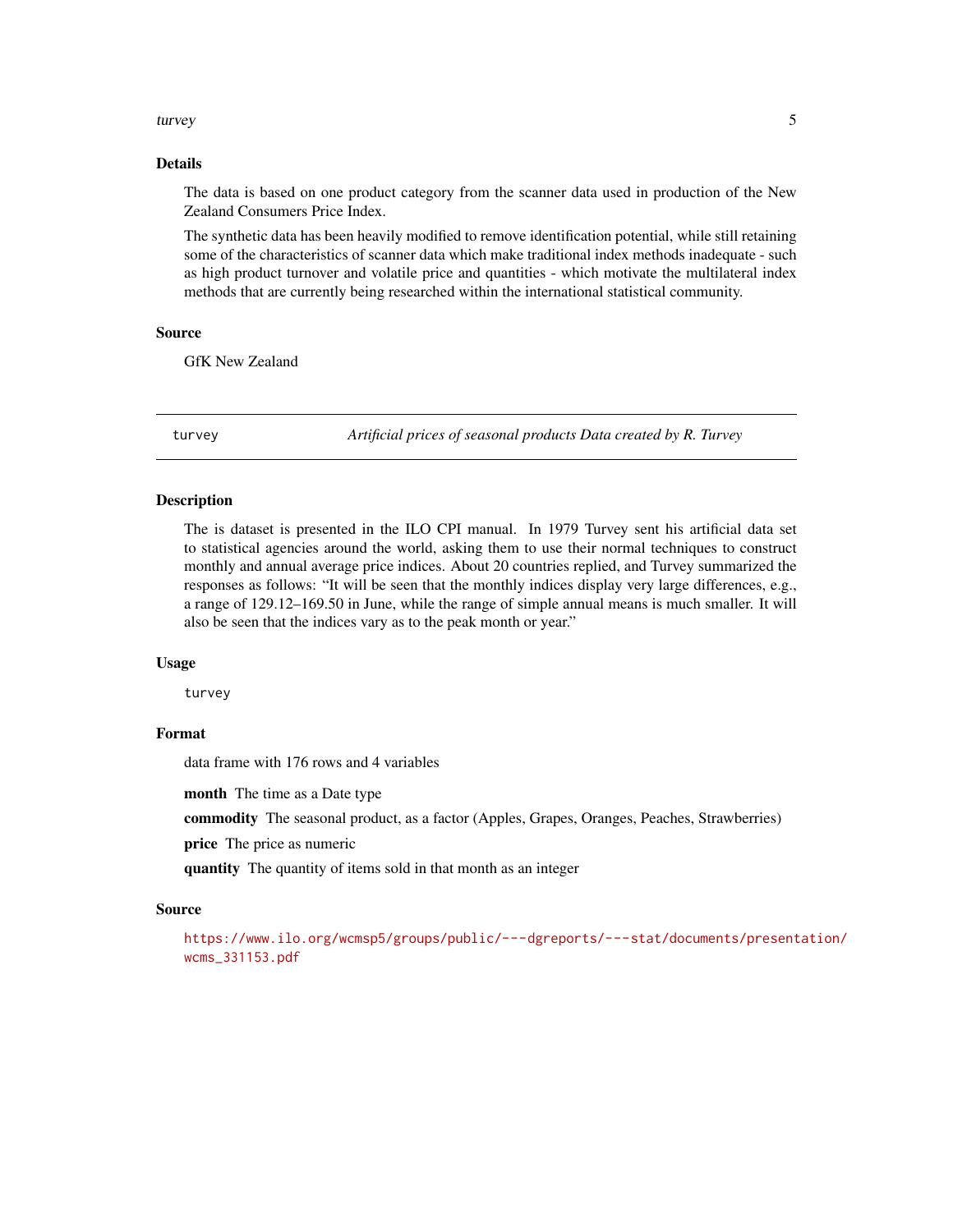## Details

The data is based on one product category from the scanner data used in production of the New Zealand Consumers Price Index.

The synthetic data has been heavily modified to remove identification potential, while still retaining some of the characteristics of scanner data which make traditional index methods inadequate - such as high product turnover and volatile price and quantities - which motivate the multilateral index methods that are currently being researched within the international statistical community.

## Source

GfK New Zealand

---

`turvey` *Artificial prices of seasonal products Data created by R. Turvey*

---

## Description

The is dataset is presented in the ILO CPI manual. In 1979 Turvey sent his artificial data set to statistical agencies around the world, asking them to use their normal techniques to construct monthly and annual average price indices. About 20 countries replied, and Turvey summarized the responses as follows: "It will be seen that the monthly indices display very large differences, e.g., a range of 129.12–169.50 in June, while the range of simple annual means is much smaller. It will also be seen that the indices vary as to the peak month or year."

## Usage

```
turvey
```

## Format

data frame with 176 rows and 4 variables

**month** The time as a Date type

**commodity** The seasonal product, as a factor (Apples, Grapes, Oranges, Peaches, Strawberries)

**price** The price as numeric

**quantity** The quantity of items sold in that month as an integer

## Source

https://www.ilo.org/wcmsp5/groups/public/---dgreports/---stat/documents/presentation/wcms_331153.pdf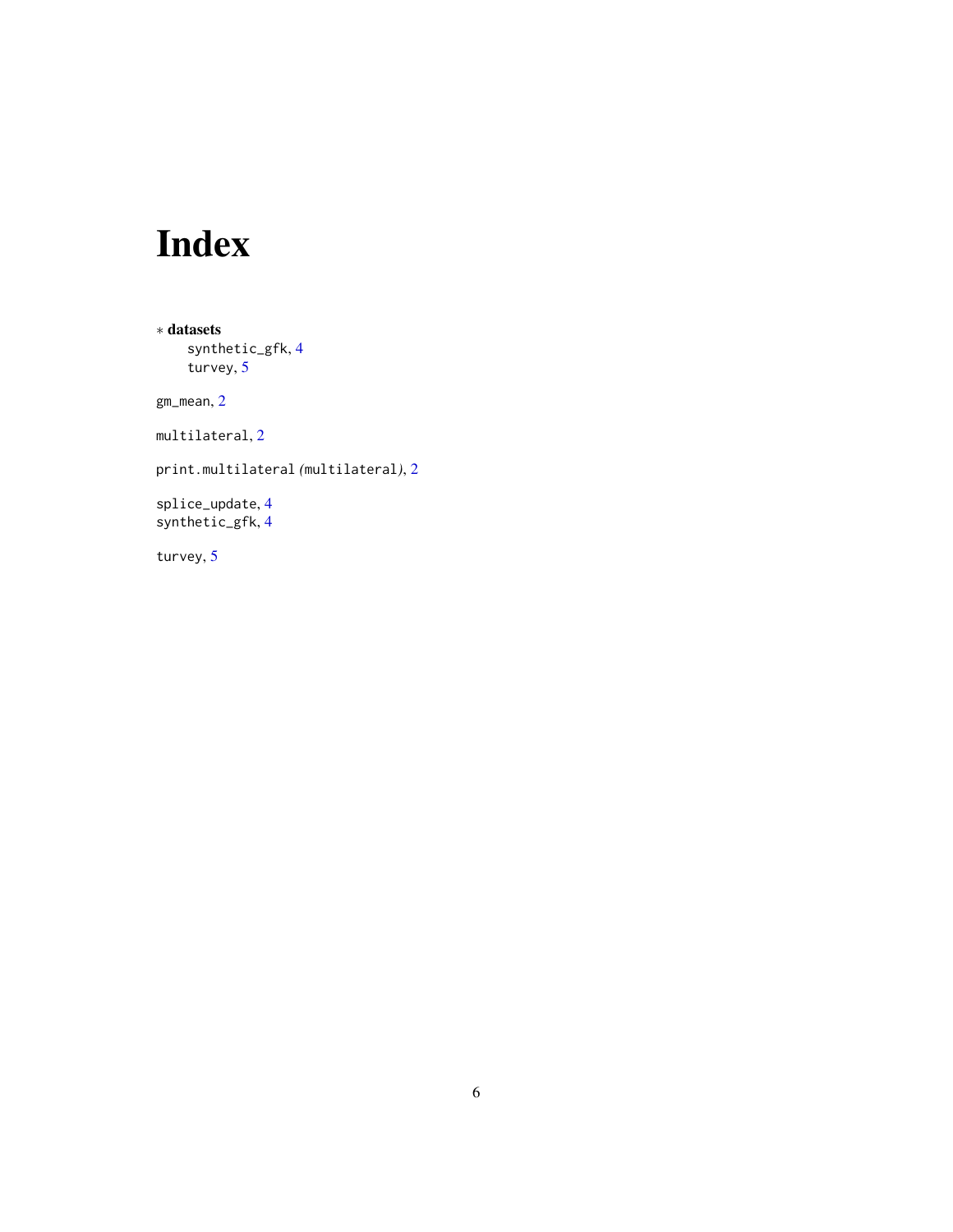# Index

\* **datasets**
    synthetic_gfk, 4
    turvey, 5

gm_mean, 2

multilateral, 2

print.multilateral *(multilateral)*, 2

splice_update, 4
synthetic_gfk, 4

turvey, 5